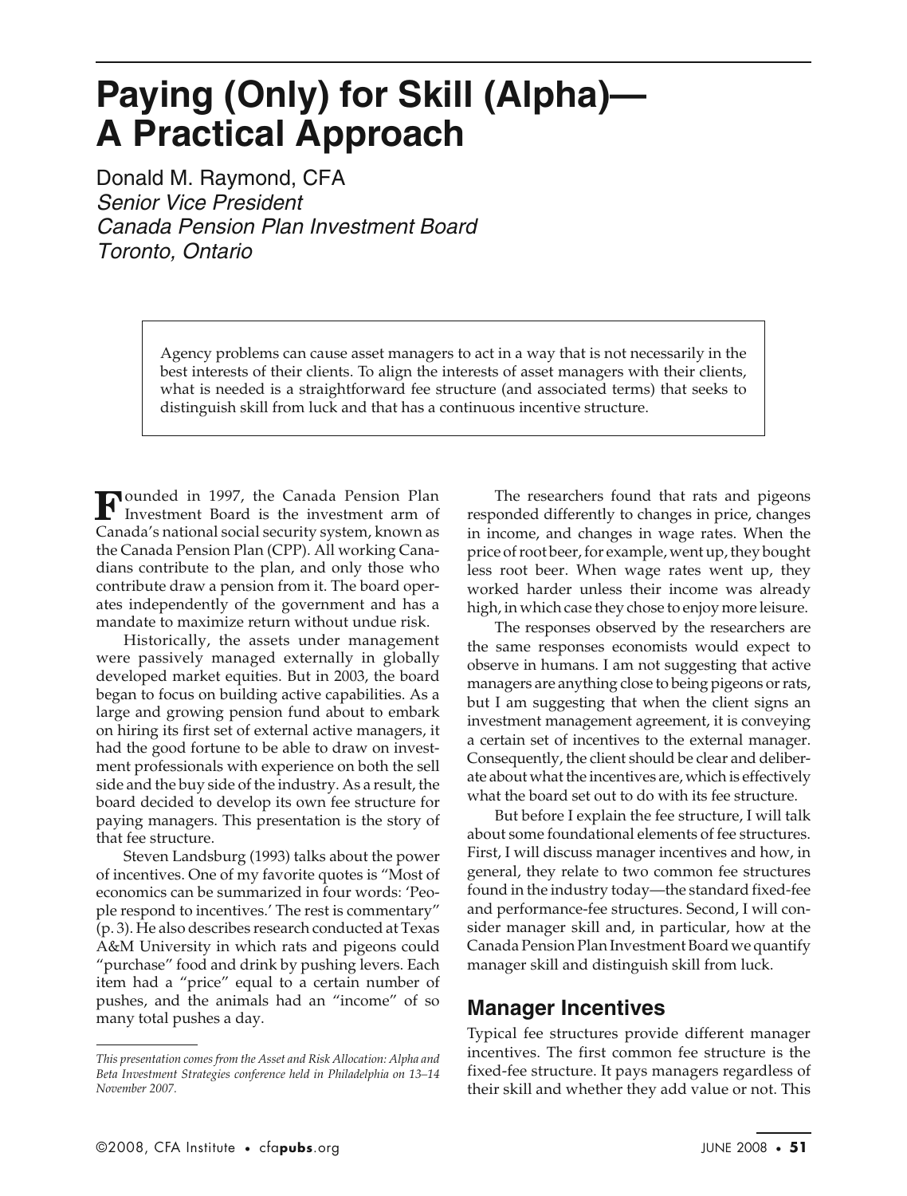# Paying (Only) for Skill (Alpha)—A Practical Approach

Donald M. Raymond, CFA
*Senior Vice President*
*Canada Pension Plan Investment Board*
*Toronto, Ontario*

> Agency problems can cause asset managers to act in a way that is not necessarily in the best interests of their clients. To align the interests of asset managers with their clients, what is needed is a straightforward fee structure (and associated terms) that seeks to distinguish skill from luck and that has a continuous incentive structure.

Founded in 1997, the Canada Pension Plan Investment Board is the investment arm of Canada's national social security system, known as the Canada Pension Plan (CPP). All working Canadians contribute to the plan, and only those who contribute draw a pension from it. The board operates independently of the government and has a mandate to maximize return without undue risk.

Historically, the assets under management were passively managed externally in globally developed market equities. But in 2003, the board began to focus on building active capabilities. As a large and growing pension fund about to embark on hiring its first set of external active managers, it had the good fortune to be able to draw on investment professionals with experience on both the sell side and the buy side of the industry. As a result, the board decided to develop its own fee structure for paying managers. This presentation is the story of that fee structure.

Steven Landsburg (1993) talks about the power of incentives. One of my favorite quotes is "Most of economics can be summarized in four words: 'People respond to incentives.' The rest is commentary" (p. 3). He also describes research conducted at Texas A&M University in which rats and pigeons could "purchase" food and drink by pushing levers. Each item had a "price" equal to a certain number of pushes, and the animals had an "income" of so many total pushes a day.

The researchers found that rats and pigeons responded differently to changes in price, changes in income, and changes in wage rates. When the price of root beer, for example, went up, they bought less root beer. When wage rates went up, they worked harder unless their income was already high, in which case they chose to enjoy more leisure.

The responses observed by the researchers are the same responses economists would expect to observe in humans. I am not suggesting that active managers are anything close to being pigeons or rats, but I am suggesting that when the client signs an investment management agreement, it is conveying a certain set of incentives to the external manager. Consequently, the client should be clear and deliberate about what the incentives are, which is effectively what the board set out to do with its fee structure.

But before I explain the fee structure, I will talk about some foundational elements of fee structures. First, I will discuss manager incentives and how, in general, they relate to two common fee structures found in the industry today—the standard fixed-fee and performance-fee structures. Second, I will consider manager skill and, in particular, how at the Canada Pension Plan Investment Board we quantify manager skill and distinguish skill from luck.

## Manager Incentives

Typical fee structures provide different manager incentives. The first common fee structure is the fixed-fee structure. It pays managers regardless of their skill and whether they add value or not. This

*This presentation comes from the Asset and Risk Allocation: Alpha and Beta Investment Strategies conference held in Philadelphia on 13–14 November 2007.*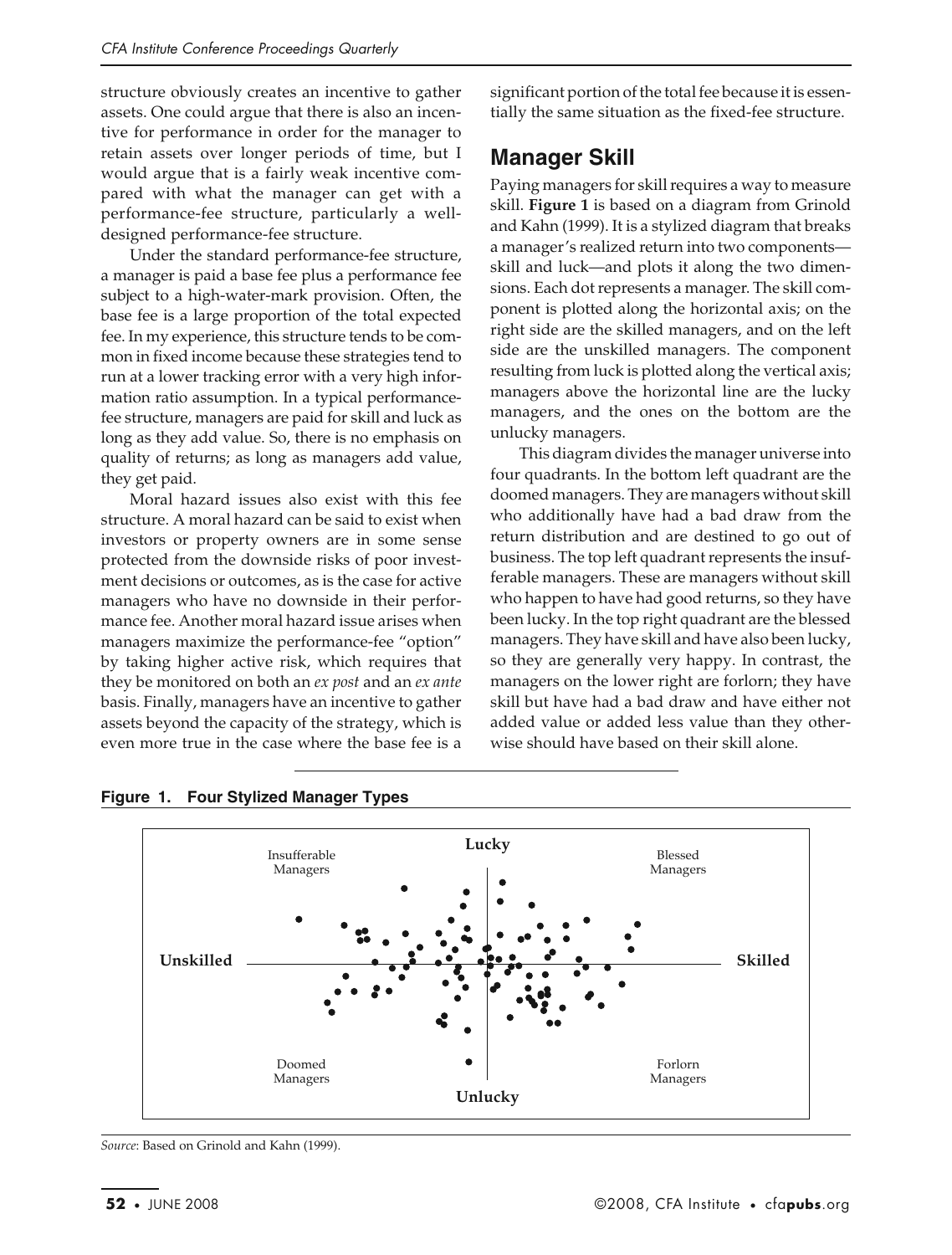structure obviously creates an incentive to gather assets. One could argue that there is also an incentive for performance in order for the manager to retain assets over longer periods of time, but I would argue that is a fairly weak incentive compared with what the manager can get with a performance-fee structure, particularly a well-designed performance-fee structure.

Under the standard performance-fee structure, a manager is paid a base fee plus a performance fee subject to a high-water-mark provision. Often, the base fee is a large proportion of the total expected fee. In my experience, this structure tends to be common in fixed income because these strategies tend to run at a lower tracking error with a very high information ratio assumption. In a typical performance-fee structure, managers are paid for skill and luck as long as they add value. So, there is no emphasis on quality of returns; as long as managers add value, they get paid.

Moral hazard issues also exist with this fee structure. A moral hazard can be said to exist when investors or property owners are in some sense protected from the downside risks of poor investment decisions or outcomes, as is the case for active managers who have no downside in their performance fee. Another moral hazard issue arises when managers maximize the performance-fee "option" by taking higher active risk, which requires that they be monitored on both an *ex post* and an *ex ante* basis. Finally, managers have an incentive to gather assets beyond the capacity of the strategy, which is even more true in the case where the base fee is a significant portion of the total fee because it is essentially the same situation as the fixed-fee structure.

## Manager Skill

Paying managers for skill requires a way to measure skill. **Figure 1** is based on a diagram from Grinold and Kahn (1999). It is a stylized diagram that breaks a manager's realized return into two components—skill and luck—and plots it along the two dimensions. Each dot represents a manager. The skill component is plotted along the horizontal axis; on the right side are the skilled managers, and on the left side are the unskilled managers. The component resulting from luck is plotted along the vertical axis; managers above the horizontal line are the lucky managers, and the ones on the bottom are the unlucky managers.

This diagram divides the manager universe into four quadrants. In the bottom left quadrant are the doomed managers. They are managers without skill who additionally have had a bad draw from the return distribution and are destined to go out of business. The top left quadrant represents the insufferable managers. These are managers without skill who happen to have had good returns, so they have been lucky. In the top right quadrant are the blessed managers. They have skill and have also been lucky, so they are generally very happy. In contrast, the managers on the lower right are forlorn; they have skill but have had a bad draw and have either not added value or added less value than they otherwise should have based on their skill alone.

**Figure 1. Four Stylized Manager Types**

*Source*: Based on Grinold and Kahn (1999).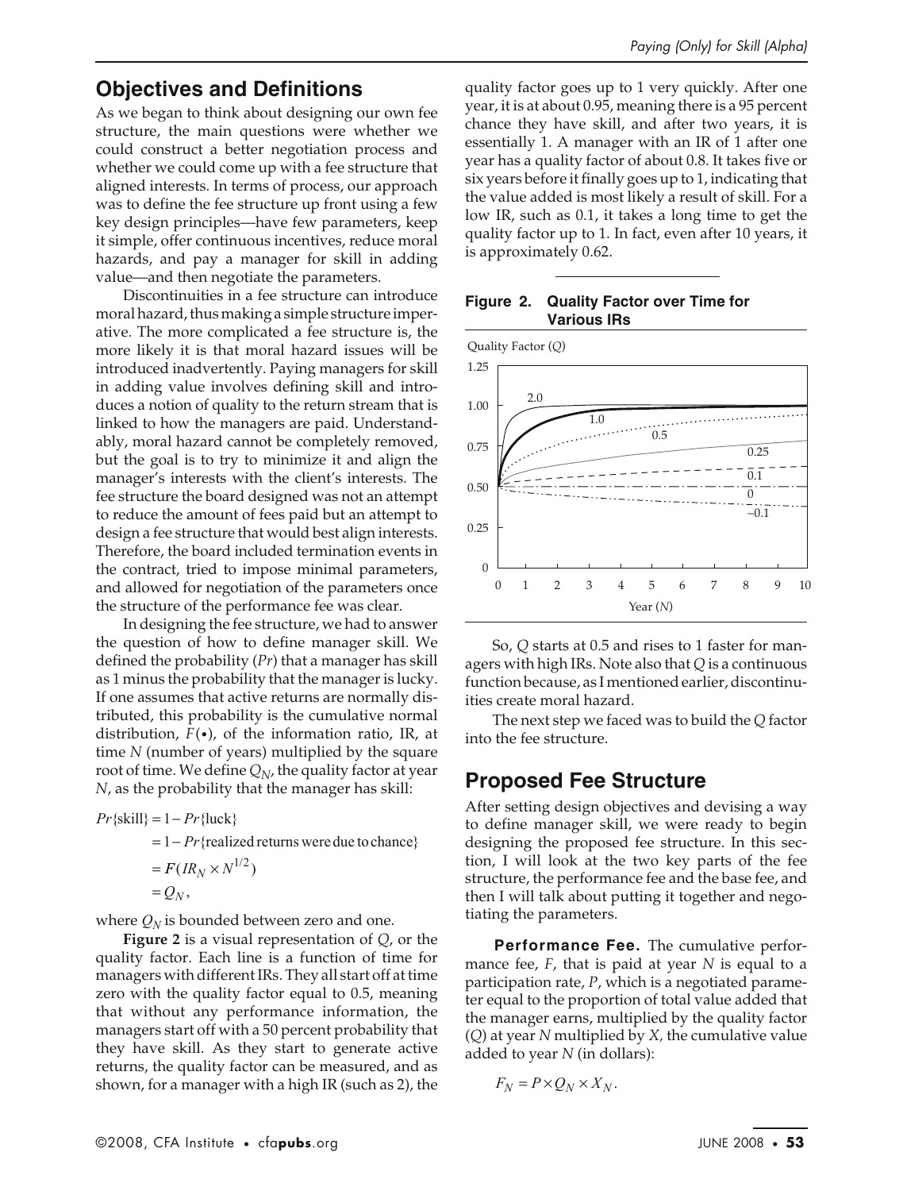## Objectives and Definitions

As we began to think about designing our own fee structure, the main questions were whether we could construct a better negotiation process and whether we could come up with a fee structure that aligned interests. In terms of process, our approach was to define the fee structure up front using a few key design principles—have few parameters, keep it simple, offer continuous incentives, reduce moral hazards, and pay a manager for skill in adding value—and then negotiate the parameters.

Discontinuities in a fee structure can introduce moral hazard, thus making a simple structure imperative. The more complicated a fee structure is, the more likely it is that moral hazard issues will be introduced inadvertently. Paying managers for skill in adding value involves defining skill and introduces a notion of quality to the return stream that is linked to how the managers are paid. Understandably, moral hazard cannot be completely removed, but the goal is to try to minimize it and align the manager's interests with the client's interests. The fee structure the board designed was not an attempt to reduce the amount of fees paid but an attempt to design a fee structure that would best align interests. Therefore, the board included termination events in the contract, tried to impose minimal parameters, and allowed for negotiation of the parameters once the structure of the performance fee was clear.

In designing the fee structure, we had to answer the question of how to define manager skill. We defined the probability ($Pr$) that a manager has skill as 1 minus the probability that the manager is lucky. If one assumes that active returns are normally distributed, this probability is the cumulative normal distribution, $F(\bullet)$, of the information ratio, IR, at time $N$ (number of years) multiplied by the square root of time. We define $Q_N$, the quality factor at year $N$, as the probability that the manager has skill:

$$\begin{aligned} Pr\{\text{skill}\} &= 1 - Pr\{\text{luck}\} \\ &= 1 - Pr\{\text{realized returns were due to chance}\} \\ &= F(IR_N \times N^{1/2}) \\ &= Q_N, \end{aligned}$$

where $Q_N$ is bounded between zero and one.

**Figure 2** is a visual representation of $Q$, or the quality factor. Each line is a function of time for managers with different IRs. They all start off at time zero with the quality factor equal to 0.5, meaning that without any performance information, the managers start off with a 50 percent probability that they have skill. As they start to generate active returns, the quality factor can be measured, and as shown, for a manager with a high IR (such as 2), the quality factor goes up to 1 very quickly. After one year, it is at about 0.95, meaning there is a 95 percent chance they have skill, and after two years, it is essentially 1. A manager with an IR of 1 after one year has a quality factor of about 0.8. It takes five or six years before it finally goes up to 1, indicating that the value added is most likely a result of skill. For a low IR, such as 0.1, it takes a long time to get the quality factor up to 1. In fact, even after 10 years, it is approximately 0.62.

**Figure 2. Quality Factor over Time for Various IRs**

So, $Q$ starts at 0.5 and rises to 1 faster for managers with high IRs. Note also that $Q$ is a continuous function because, as I mentioned earlier, discontinuities create moral hazard.

The next step we faced was to build the $Q$ factor into the fee structure.

## Proposed Fee Structure

After setting design objectives and devising a way to define manager skill, we were ready to begin designing the proposed fee structure. In this section, I will look at the two key parts of the fee structure, the performance fee and the base fee, and then I will talk about putting it together and negotiating the parameters.

**Performance Fee.** The cumulative performance fee, $F$, that is paid at year $N$ is equal to a participation rate, $P$, which is a negotiated parameter equal to the proportion of total value added that the manager earns, multiplied by the quality factor ($Q$) at year $N$ multiplied by $X$, the cumulative value added to year $N$ (in dollars):

$$F_N = P \times Q_N \times X_N.$$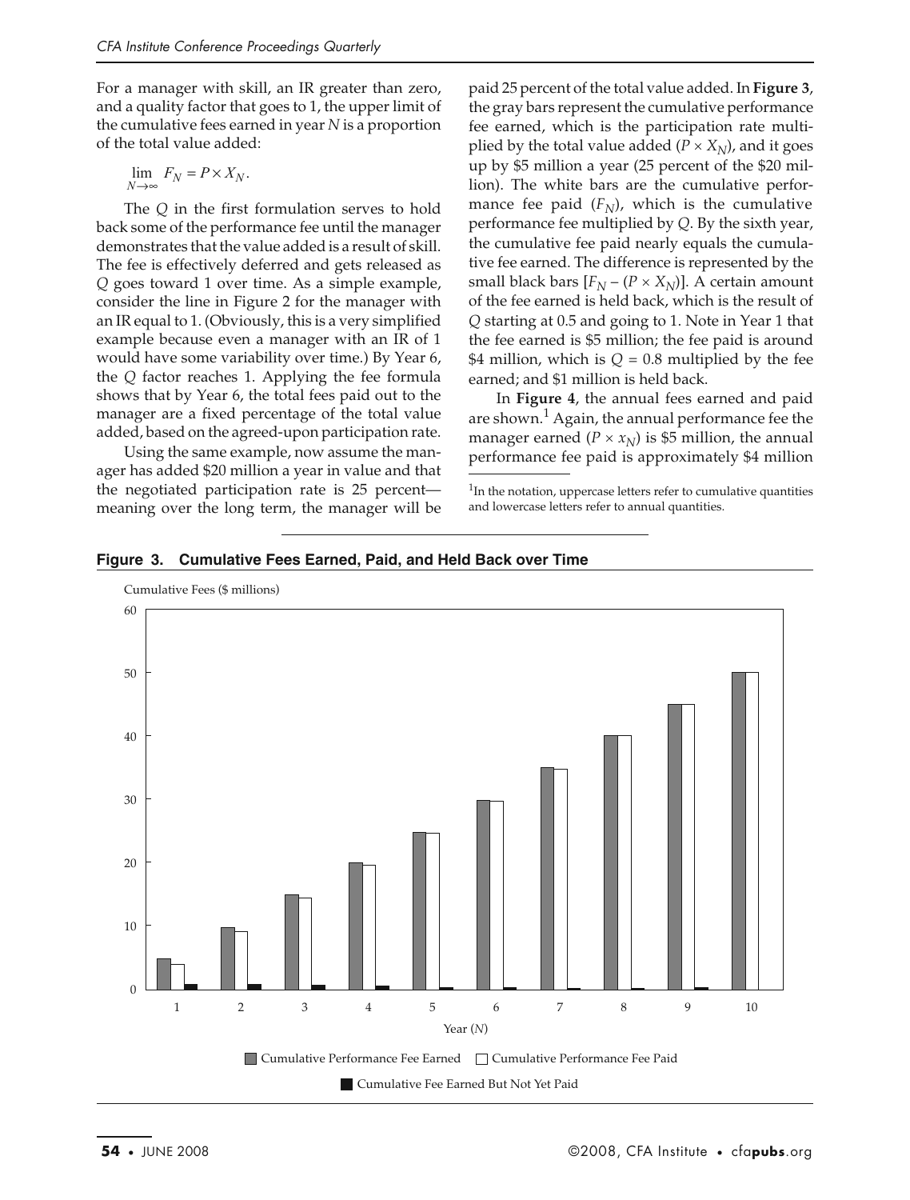For a manager with skill, an IR greater than zero, and a quality factor that goes to 1, the upper limit of the cumulative fees earned in year $N$ is a proportion of the total value added:

$$\lim_{N \to \infty} F_N = P \times X_N.$$

The $Q$ in the first formulation serves to hold back some of the performance fee until the manager demonstrates that the value added is a result of skill. The fee is effectively deferred and gets released as $Q$ goes toward 1 over time. As a simple example, consider the line in Figure 2 for the manager with an IR equal to 1. (Obviously, this is a very simplified example because even a manager with an IR of 1 would have some variability over time.) By Year 6, the $Q$ factor reaches 1. Applying the fee formula shows that by Year 6, the total fees paid out to the manager are a fixed percentage of the total value added, based on the agreed-upon participation rate.

Using the same example, now assume the manager has added \$20 million a year in value and that the negotiated participation rate is 25 percent—meaning over the long term, the manager will be paid 25 percent of the total value added. In **Figure 3**, the gray bars represent the cumulative performance fee earned, which is the participation rate multiplied by the total value added ($P \times X_N$), and it goes up by \$5 million a year (25 percent of the \$20 million). The white bars are the cumulative performance fee paid ($F_N$), which is the cumulative performance fee multiplied by $Q$. By the sixth year, the cumulative fee paid nearly equals the cumulative fee earned. The difference is represented by the small black bars [$F_N - (P \times X_N)$]. A certain amount of the fee earned is held back, which is the result of $Q$ starting at 0.5 and going to 1. Note in Year 1 that the fee earned is \$5 million; the fee paid is around \$4 million, which is $Q = 0.8$ multiplied by the fee earned; and \$1 million is held back.

In **Figure 4**, the annual fees earned and paid are shown.[1] Again, the annual performance fee the manager earned ($P \times x_N$) is \$5 million, the annual performance fee paid is approximately \$4 million

[1] In the notation, uppercase letters refer to cumulative quantities and lowercase letters refer to annual quantities.

**Figure 3. Cumulative Fees Earned, Paid, and Held Back over Time**

Cumulative Fees (\$ millions)

Year ($N$)

Cumulative Performance Fee Earned · Cumulative Performance Fee Paid · Cumulative Fee Earned But Not Yet Paid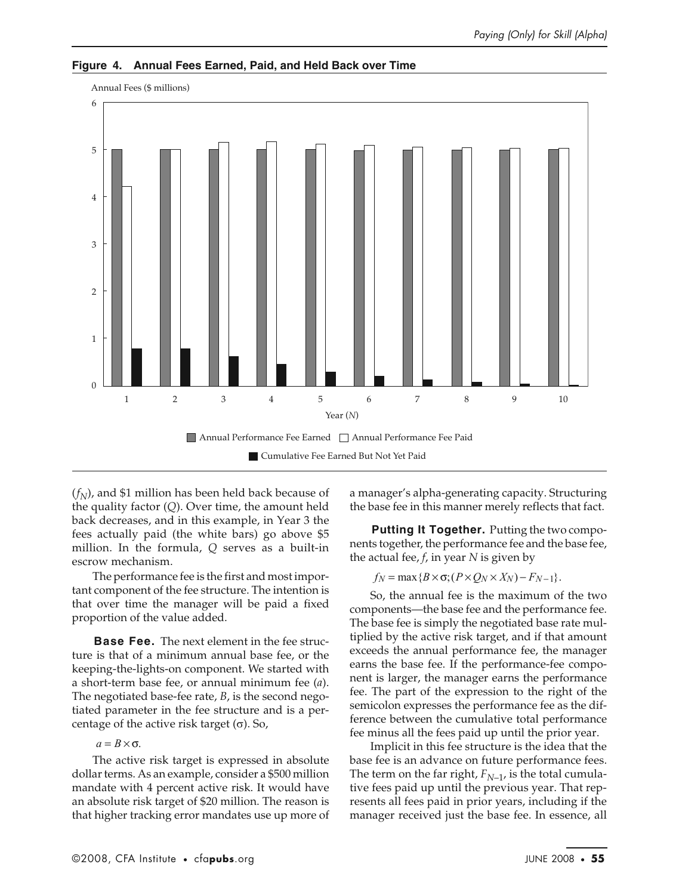**Figure 4. Annual Fees Earned, Paid, and Held Back over Time**

($f_N$), and \$1 million has been held back because of the quality factor ($Q$). Over time, the amount held back decreases, and in this example, in Year 3 the fees actually paid (the white bars) go above \$5 million. In the formula, $Q$ serves as a built-in escrow mechanism.

The performance fee is the first and most important component of the fee structure. The intention is that over time the manager will be paid a fixed proportion of the value added.

**Base Fee.** The next element in the fee structure is that of a minimum annual base fee, or the keeping-the-lights-on component. We started with a short-term base fee, or annual minimum fee ($a$). The negotiated base-fee rate, $B$, is the second negotiated parameter in the fee structure and is a percentage of the active risk target ($\sigma$). So,

$$a = B \times \sigma.$$

The active risk target is expressed in absolute dollar terms. As an example, consider a \$500 million mandate with 4 percent active risk. It would have an absolute risk target of \$20 million. The reason is that higher tracking error mandates use up more of a manager's alpha-generating capacity. Structuring the base fee in this manner merely reflects that fact.

**Putting It Together.** Putting the two components together, the performance fee and the base fee, the actual fee, $f$, in year $N$ is given by

$$f_N = \max\{B \times \sigma; (P \times Q_N \times X_N) - F_{N-1}\}.$$

So, the annual fee is the maximum of the two components—the base fee and the performance fee. The base fee is simply the negotiated base rate multiplied by the active risk target, and if that amount exceeds the annual performance fee, the manager earns the base fee. If the performance-fee component is larger, the manager earns the performance fee. The part of the expression to the right of the semicolon expresses the performance fee as the difference between the cumulative total performance fee minus all the fees paid up until the prior year.

Implicit in this fee structure is the idea that the base fee is an advance on future performance fees. The term on the far right, $F_{N-1}$, is the total cumulative fees paid up until the previous year. That represents all fees paid in prior years, including if the manager received just the base fee. In essence, all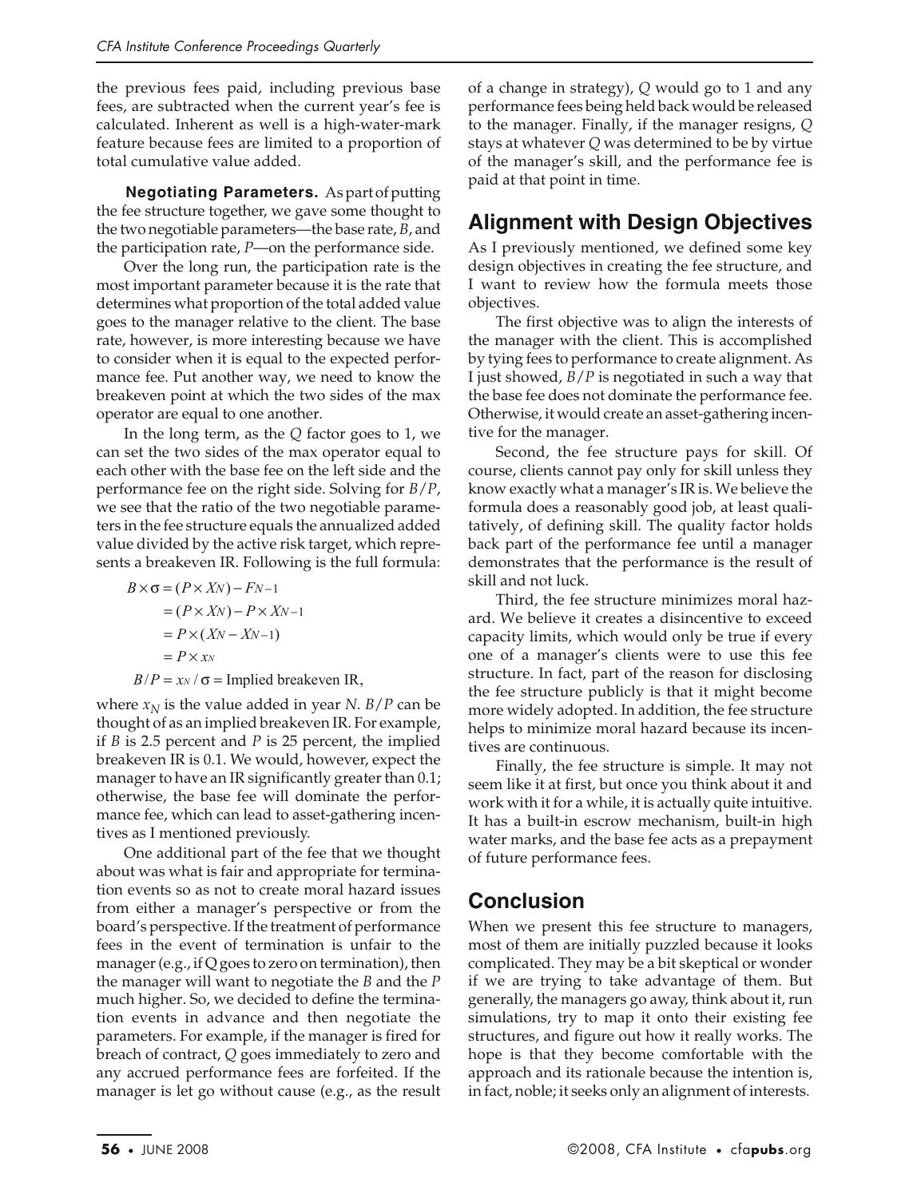the previous fees paid, including previous base fees, are subtracted when the current year's fee is calculated. Inherent as well is a high-water-mark feature because fees are limited to a proportion of total cumulative value added.

**Negotiating Parameters.** As part of putting the fee structure together, we gave some thought to the two negotiable parameters—the base rate, $B$, and the participation rate, $P$—on the performance side.

Over the long run, the participation rate is the most important parameter because it is the rate that determines what proportion of the total added value goes to the manager relative to the client. The base rate, however, is more interesting because we have to consider when it is equal to the expected performance fee. Put another way, we need to know the breakeven point at which the two sides of the max operator are equal to one another.

In the long term, as the $Q$ factor goes to 1, we can set the two sides of the max operator equal to each other with the base fee on the left side and the performance fee on the right side. Solving for $B/P$, we see that the ratio of the two negotiable parameters in the fee structure equals the annualized added value divided by the active risk target, which represents a breakeven IR. Following is the full formula:

$$
\begin{aligned}
B \times \sigma &= (P \times X_N) - F_{N-1} \\
&= (P \times X_N) - P \times X_{N-1} \\
&= P \times (X_N - X_{N-1}) \\
&= P \times x_N
\end{aligned}
$$

$$B/P = x_N / \sigma = \text{Implied breakeven IR},$$

where $x_N$ is the value added in year $N$. $B/P$ can be thought of as an implied breakeven IR. For example, if $B$ is 2.5 percent and $P$ is 25 percent, the implied breakeven IR is 0.1. We would, however, expect the manager to have an IR significantly greater than 0.1; otherwise, the base fee will dominate the performance fee, which can lead to asset-gathering incentives as I mentioned previously.

One additional part of the fee that we thought about was what is fair and appropriate for termination events so as not to create moral hazard issues from either a manager's perspective or from the board's perspective. If the treatment of performance fees in the event of termination is unfair to the manager (e.g., if Q goes to zero on termination), then the manager will want to negotiate the $B$ and the $P$ much higher. So, we decided to define the termination events in advance and then negotiate the parameters. For example, if the manager is fired for breach of contract, $Q$ goes immediately to zero and any accrued performance fees are forfeited. If the manager is let go without cause (e.g., as the result of a change in strategy), $Q$ would go to 1 and any performance fees being held back would be released to the manager. Finally, if the manager resigns, $Q$ stays at whatever $Q$ was determined to be by virtue of the manager's skill, and the performance fee is paid at that point in time.

## Alignment with Design Objectives

As I previously mentioned, we defined some key design objectives in creating the fee structure, and I want to review how the formula meets those objectives.

The first objective was to align the interests of the manager with the client. This is accomplished by tying fees to performance to create alignment. As I just showed, $B/P$ is negotiated in such a way that the base fee does not dominate the performance fee. Otherwise, it would create an asset-gathering incentive for the manager.

Second, the fee structure pays for skill. Of course, clients cannot pay only for skill unless they know exactly what a manager's IR is. We believe the formula does a reasonably good job, at least qualitatively, of defining skill. The quality factor holds back part of the performance fee until a manager demonstrates that the performance is the result of skill and not luck.

Third, the fee structure minimizes moral hazard. We believe it creates a disincentive to exceed capacity limits, which would only be true if every one of a manager's clients were to use this fee structure. In fact, part of the reason for disclosing the fee structure publicly is that it might become more widely adopted. In addition, the fee structure helps to minimize moral hazard because its incentives are continuous.

Finally, the fee structure is simple. It may not seem like it at first, but once you think about it and work with it for a while, it is actually quite intuitive. It has a built-in escrow mechanism, built-in high water marks, and the base fee acts as a prepayment of future performance fees.

## Conclusion

When we present this fee structure to managers, most of them are initially puzzled because it looks complicated. They may be a bit skeptical or wonder if we are trying to take advantage of them. But generally, the managers go away, think about it, run simulations, try to map it onto their existing fee structures, and figure out how it really works. The hope is that they become comfortable with the approach and its rationale because the intention is, in fact, noble; it seeks only an alignment of interests.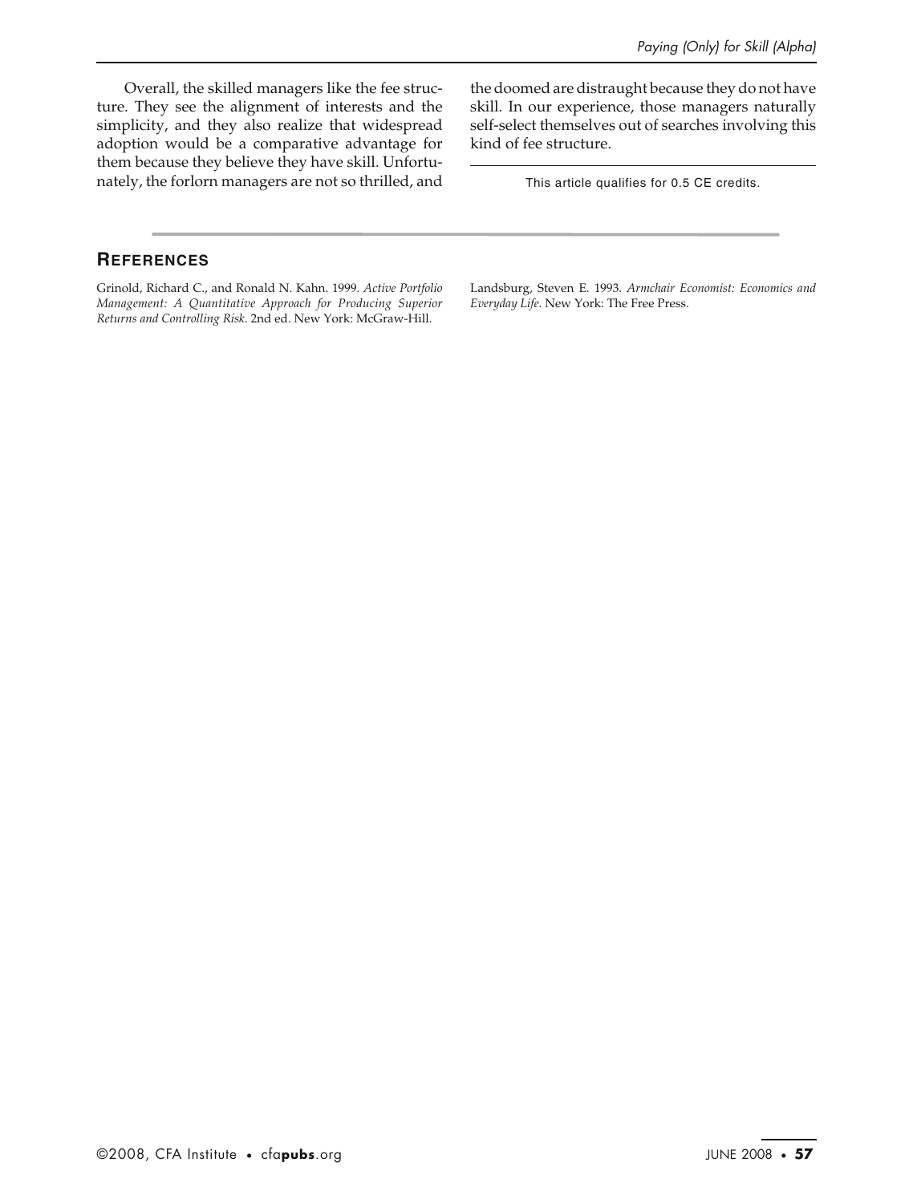Overall, the skilled managers like the fee structure. They see the alignment of interests and the simplicity, and they also realize that widespread adoption would be a comparative advantage for them because they believe they have skill. Unfortunately, the forlorn managers are not so thrilled, and the doomed are distraught because they do not have skill. In our experience, those managers naturally self-select themselves out of searches involving this kind of fee structure.

This article qualifies for 0.5 CE credits.

## References

Grinold, Richard C., and Ronald N. Kahn. 1999. *Active Portfolio Management: A Quantitative Approach for Producing Superior Returns and Controlling Risk*. 2nd ed. New York: McGraw-Hill.

Landsburg, Steven E. 1993. *Armchair Economist: Economics and Everyday Life*. New York: The Free Press.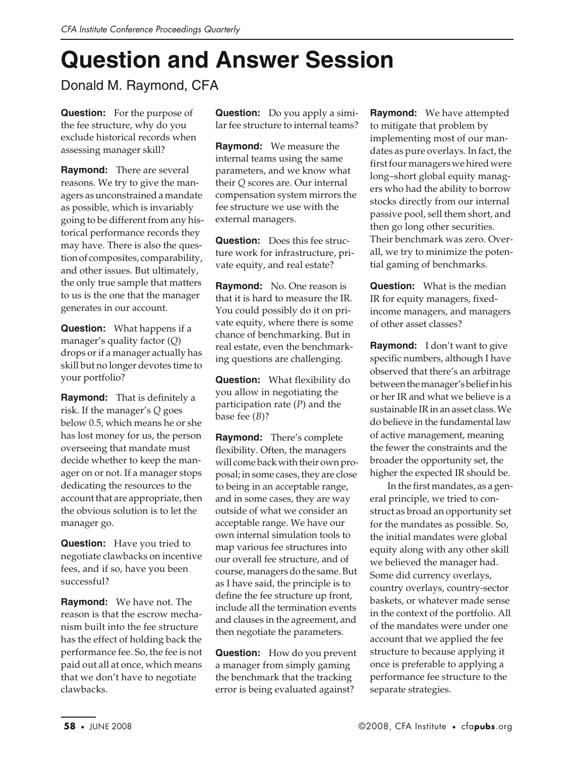# Question and Answer Session

Donald M. Raymond, CFA

**Question:** For the purpose of the fee structure, why do you exclude historical records when assessing manager skill?

**Raymond:** There are several reasons. We try to give the managers as unconstrained a mandate as possible, which is invariably going to be different from any historical performance records they may have. There is also the question of composites, comparability, and other issues. But ultimately, the only true sample that matters to us is the one that the manager generates in our account.

**Question:** What happens if a manager's quality factor ($Q$) drops or if a manager actually has skill but no longer devotes time to your portfolio?

**Raymond:** That is definitely a risk. If the manager's $Q$ goes below 0.5, which means he or she has lost money for us, the person overseeing that mandate must decide whether to keep the manager on or not. If a manager stops dedicating the resources to the account that are appropriate, then the obvious solution is to let the manager go.

**Question:** Have you tried to negotiate clawbacks on incentive fees, and if so, have you been successful?

**Raymond:** We have not. The reason is that the escrow mechanism built into the fee structure has the effect of holding back the performance fee. So, the fee is not paid out all at once, which means that we don't have to negotiate clawbacks.

**Question:** Do you apply a similar fee structure to internal teams?

**Raymond:** We measure the internal teams using the same parameters, and we know what their $Q$ scores are. Our internal compensation system mirrors the fee structure we use with the external managers.

**Question:** Does this fee structure work for infrastructure, private equity, and real estate?

**Raymond:** No. One reason is that it is hard to measure the IR. You could possibly do it on private equity, where there is some chance of benchmarking. But in real estate, even the benchmarking questions are challenging.

**Question:** What flexibility do you allow in negotiating the participation rate ($P$) and the base fee ($B$)?

**Raymond:** There's complete flexibility. Often, the managers will come back with their own proposal; in some cases, they are close to being in an acceptable range, and in some cases, they are way outside of what we consider an acceptable range. We have our own internal simulation tools to map various fee structures into our overall fee structure, and of course, managers do the same. But as I have said, the principle is to define the fee structure up front, include all the termination events and clauses in the agreement, and then negotiate the parameters.

**Question:** How do you prevent a manager from simply gaming the benchmark that the tracking error is being evaluated against?

**Raymond:** We have attempted to mitigate that problem by implementing most of our mandates as pure overlays. In fact, the first four managers we hired were long–short global equity managers who had the ability to borrow stocks directly from our internal passive pool, sell them short, and then go long other securities. Their benchmark was zero. Overall, we try to minimize the potential gaming of benchmarks.

**Question:** What is the median IR for equity managers, fixed-income managers, and managers of other asset classes?

**Raymond:** I don't want to give specific numbers, although I have observed that there's an arbitrage between the manager's belief in his or her IR and what we believe is a sustainable IR in an asset class. We do believe in the fundamental law of active management, meaning the fewer the constraints and the broader the opportunity set, the higher the expected IR should be.

In the first mandates, as a general principle, we tried to construct as broad an opportunity set for the mandates as possible. So, the initial mandates were global equity along with any other skill we believed the manager had. Some did currency overlays, country overlays, country-sector baskets, or whatever made sense in the context of the portfolio. All of the mandates were under one account that we applied the fee structure to because applying it once is preferable to applying a performance fee structure to the separate strategies.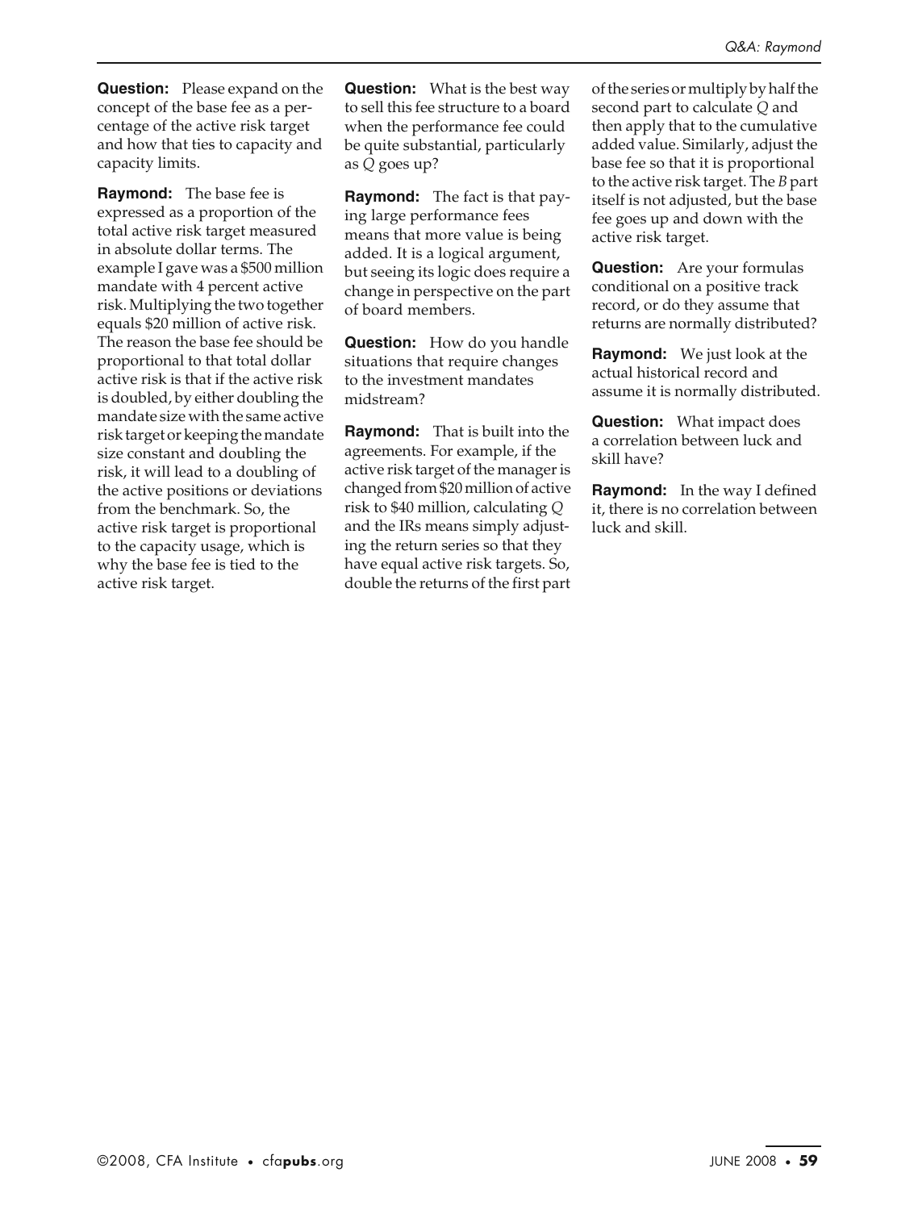**Question:** Please expand on the concept of the base fee as a percentage of the active risk target and how that ties to capacity and capacity limits.

**Raymond:** The base fee is expressed as a proportion of the total active risk target measured in absolute dollar terms. The example I gave was a $500 million mandate with 4 percent active risk. Multiplying the two together equals $20 million of active risk. The reason the base fee should be proportional to that total dollar active risk is that if the active risk is doubled, by either doubling the mandate size with the same active risk target or keeping the mandate size constant and doubling the risk, it will lead to a doubling of the active positions or deviations from the benchmark. So, the active risk target is proportional to the capacity usage, which is why the base fee is tied to the active risk target.

**Question:** What is the best way to sell this fee structure to a board when the performance fee could be quite substantial, particularly as *Q* goes up?

**Raymond:** The fact is that paying large performance fees means that more value is being added. It is a logical argument, but seeing its logic does require a change in perspective on the part of board members.

**Question:** How do you handle situations that require changes to the investment mandates midstream?

**Raymond:** That is built into the agreements. For example, if the active risk target of the manager is changed from $20 million of active risk to $40 million, calculating *Q* and the IRs means simply adjusting the return series so that they have equal active risk targets. So, double the returns of the first part of the series or multiply by half the second part to calculate *Q* and then apply that to the cumulative added value. Similarly, adjust the base fee so that it is proportional to the active risk target. The *B* part itself is not adjusted, but the base fee goes up and down with the active risk target.

**Question:** Are your formulas conditional on a positive track record, or do they assume that returns are normally distributed?

**Raymond:** We just look at the actual historical record and assume it is normally distributed.

**Question:** What impact does a correlation between luck and skill have?

**Raymond:** In the way I defined it, there is no correlation between luck and skill.